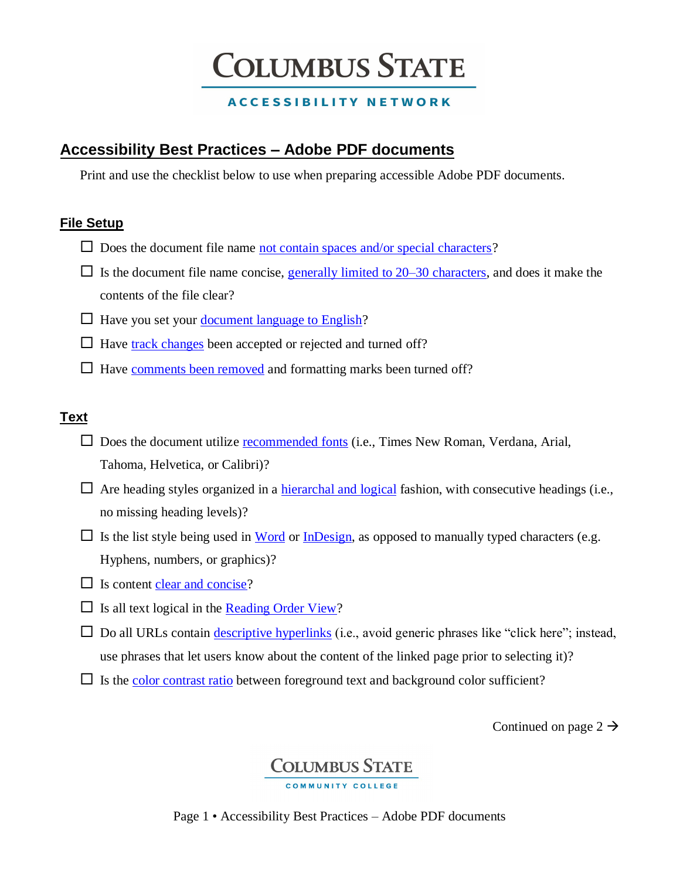# Columbus State

**ACCESSIBILITY NETWORK**

## Accessibility Best Practices – Adobe PDF documents

Print and use the checklist below to use when preparing accessible Adobe PDF documents.

### File Setup

- ☐ Does the document file name not contain spaces and/or special characters?
- ☐ Is the document file name concise, generally limited to 20–30 characters, and does it make the contents of the file clear?
- ☐ Have you set your document language to English?
- ☐ Have track changes been accepted or rejected and turned off?
- ☐ Have comments been removed and formatting marks been turned off?

### Text

- ☐ Does the document utilize recommended fonts (i.e., Times New Roman, Verdana, Arial, Tahoma, Helvetica, or Calibri)?
- ☐ Are heading styles organized in a hierarchal and logical fashion, with consecutive headings (i.e., no missing heading levels)?
- ☐ Is the list style being used in Word or InDesign, as opposed to manually typed characters (e.g. Hyphens, numbers, or graphics)?
- ☐ Is content clear and concise?
- ☐ Is all text logical in the Reading Order View?
- ☐ Do all URLs contain descriptive hyperlinks (i.e., avoid generic phrases like "click here"; instead, use phrases that let users know about the content of the linked page prior to selecting it)?
- ☐ Is the color contrast ratio between foreground text and background color sufficient?

Continued on page 2 →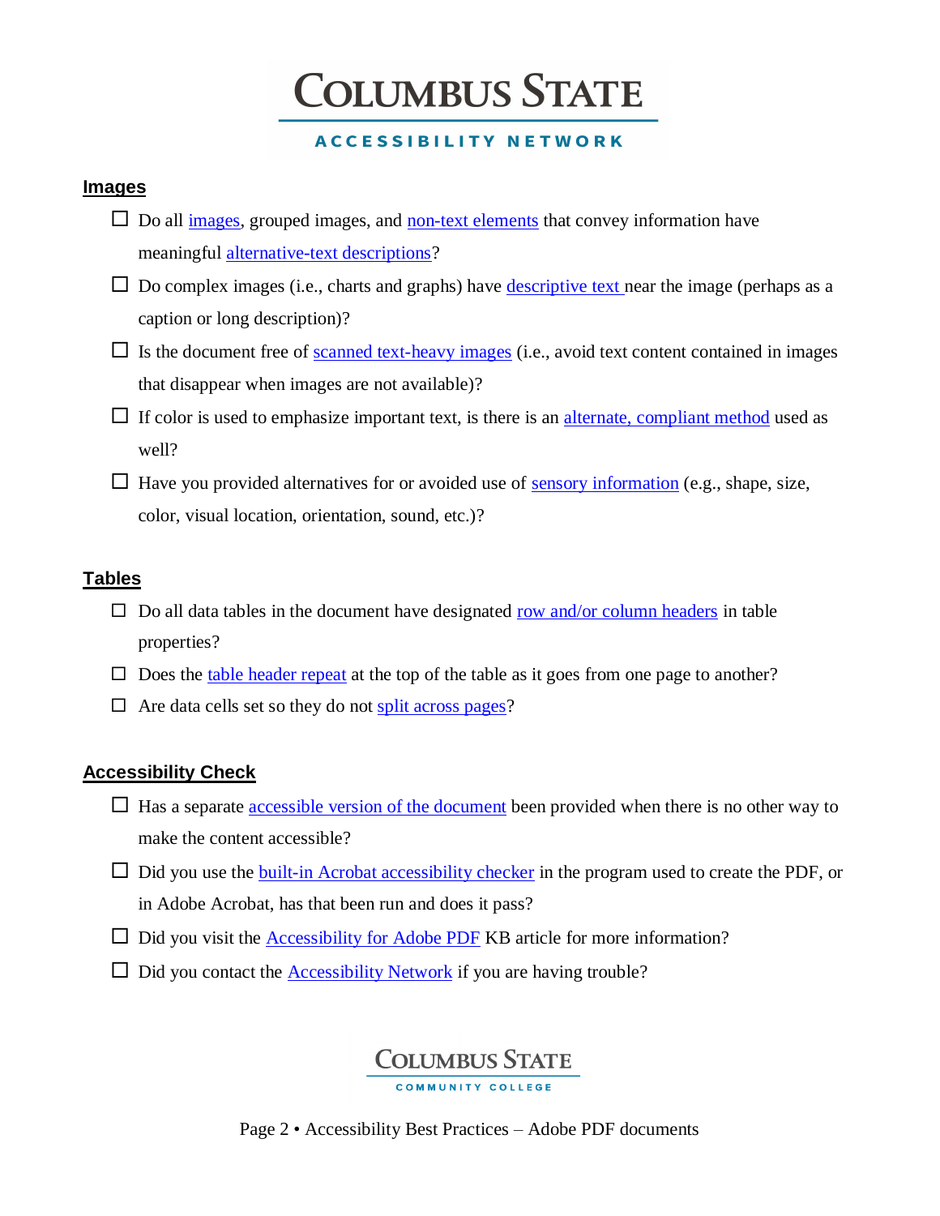## Images

- ☐ Do all images, grouped images, and non-text elements that convey information have meaningful alternative-text descriptions?
- ☐ Do complex images (i.e., charts and graphs) have descriptive text near the image (perhaps as a caption or long description)?
- ☐ Is the document free of scanned text-heavy images (i.e., avoid text content contained in images that disappear when images are not available)?
- ☐ If color is used to emphasize important text, is there is an alternate, compliant method used as well?
- ☐ Have you provided alternatives for or avoided use of sensory information (e.g., shape, size, color, visual location, orientation, sound, etc.)?

## Tables

- ☐ Do all data tables in the document have designated row and/or column headers in table properties?
- ☐ Does the table header repeat at the top of the table as it goes from one page to another?
- ☐ Are data cells set so they do not split across pages?

## Accessibility Check

- ☐ Has a separate accessible version of the document been provided when there is no other way to make the content accessible?
- ☐ Did you use the built-in Acrobat accessibility checker in the program used to create the PDF, or in Adobe Acrobat, has that been run and does it pass?
- ☐ Did you visit the Accessibility for Adobe PDF KB article for more information?
- ☐ Did you contact the Accessibility Network if you are having trouble?